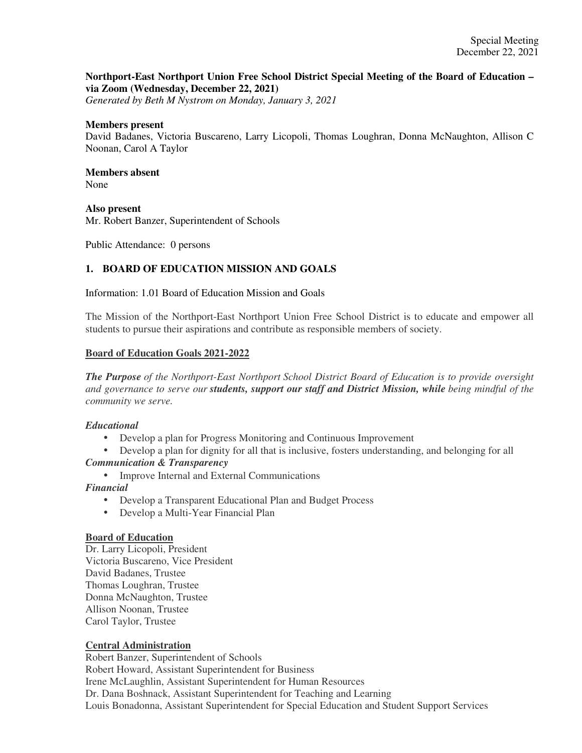Special Meeting
December 22, 2021

**Northport-East Northport Union Free School District Special Meeting of the Board of Education – via Zoom (Wednesday, December 22, 2021)**
*Generated by Beth M Nystrom on Monday, January 3, 2021*

**Members present**
David Badanes, Victoria Buscareno, Larry Licopoli, Thomas Loughran, Donna McNaughton, Allison C Noonan, Carol A Taylor

**Members absent**
None

**Also present**
Mr. Robert Banzer, Superintendent of Schools

Public Attendance: 0 persons

## 1. BOARD OF EDUCATION MISSION AND GOALS

Information: 1.01 Board of Education Mission and Goals

The Mission of the Northport-East Northport Union Free School District is to educate and empower all students to pursue their aspirations and contribute as responsible members of society.

**Board of Education Goals 2021-2022**

***The Purpose*** *of the Northport-East Northport School District Board of Education is to provide oversight and governance to serve our* ***students, support our staff and District Mission, while*** *being mindful of the community we serve.*

***Educational***

- Develop a plan for Progress Monitoring and Continuous Improvement
- Develop a plan for dignity for all that is inclusive, fosters understanding, and belonging for all

***Communication & Transparency***

- Improve Internal and External Communications

***Financial***

- Develop a Transparent Educational Plan and Budget Process
- Develop a Multi-Year Financial Plan

**Board of Education**
Dr. Larry Licopoli, President
Victoria Buscareno, Vice President
David Badanes, Trustee
Thomas Loughran, Trustee
Donna McNaughton, Trustee
Allison Noonan, Trustee
Carol Taylor, Trustee

**Central Administration**
Robert Banzer, Superintendent of Schools
Robert Howard, Assistant Superintendent for Business
Irene McLaughlin, Assistant Superintendent for Human Resources
Dr. Dana Boshnack, Assistant Superintendent for Teaching and Learning
Louis Bonadonna, Assistant Superintendent for Special Education and Student Support Services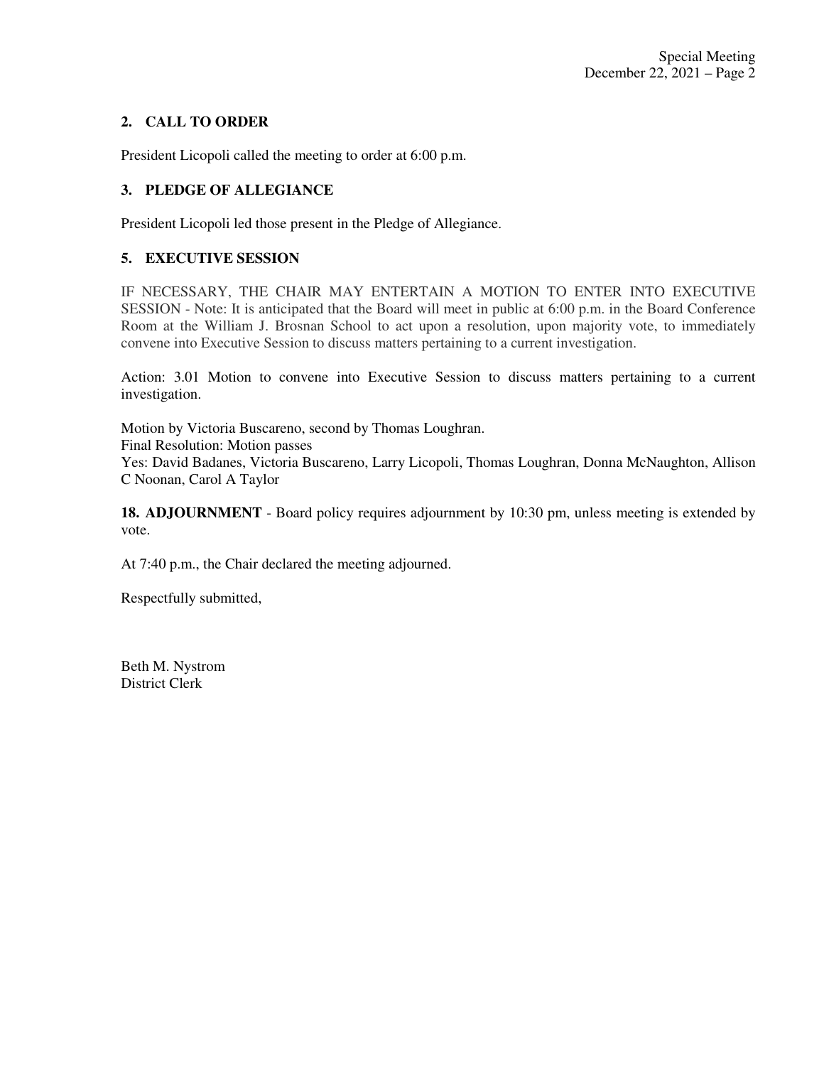## 2. CALL TO ORDER

President Licopoli called the meeting to order at 6:00 p.m.

## 3. PLEDGE OF ALLEGIANCE

President Licopoli led those present in the Pledge of Allegiance.

## 5. EXECUTIVE SESSION

IF NECESSARY, THE CHAIR MAY ENTERTAIN A MOTION TO ENTER INTO EXECUTIVE SESSION - Note: It is anticipated that the Board will meet in public at 6:00 p.m. in the Board Conference Room at the William J. Brosnan School to act upon a resolution, upon majority vote, to immediately convene into Executive Session to discuss matters pertaining to a current investigation.

Action: 3.01 Motion to convene into Executive Session to discuss matters pertaining to a current investigation.

Motion by Victoria Buscareno, second by Thomas Loughran.
Final Resolution: Motion passes
Yes: David Badanes, Victoria Buscareno, Larry Licopoli, Thomas Loughran, Donna McNaughton, Allison C Noonan, Carol A Taylor

**18. ADJOURNMENT** - Board policy requires adjournment by 10:30 pm, unless meeting is extended by vote.

At 7:40 p.m., the Chair declared the meeting adjourned.

Respectfully submitted,

Beth M. Nystrom
District Clerk